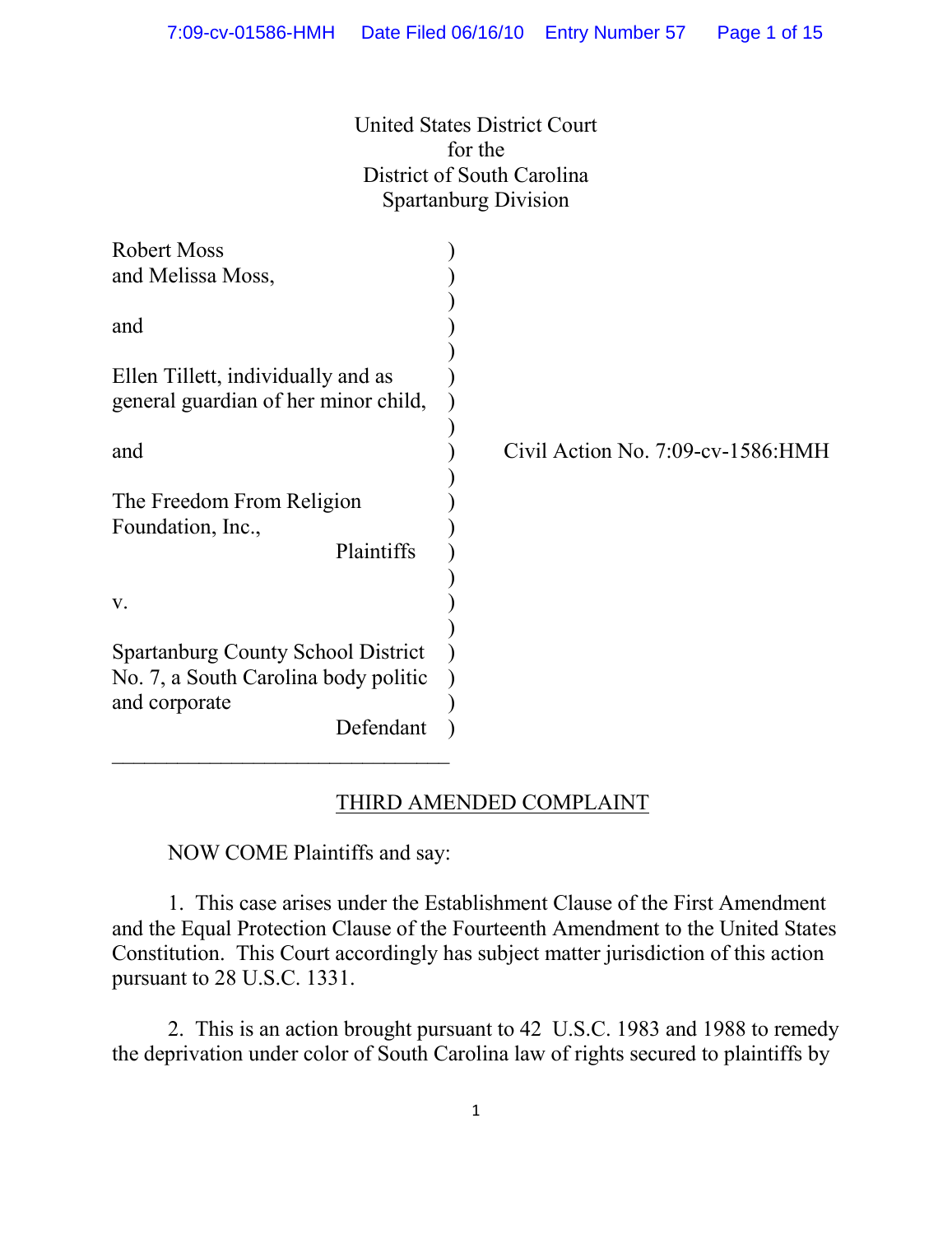United States District Court
for the
District of South Carolina
Spartanburg Division

| | |
|---|---|
| Robert Moss<br>and Melissa Moss,<br><br>and<br><br>Ellen Tillett, individually and as general guardian of her minor child,<br><br>and<br><br>The Freedom From Religion Foundation, Inc.,<br>Plaintiffs<br><br>v.<br><br>Spartanburg County School District No. 7, a South Carolina body politic and corporate<br>Defendant | Civil Action No. 7:09-cv-1586:HMH |

## THIRD AMENDED COMPLAINT

NOW COME Plaintiffs and say:

1. This case arises under the Establishment Clause of the First Amendment and the Equal Protection Clause of the Fourteenth Amendment to the United States Constitution. This Court accordingly has subject matter jurisdiction of this action pursuant to 28 U.S.C. 1331.

2. This is an action brought pursuant to 42 U.S.C. 1983 and 1988 to remedy the deprivation under color of South Carolina law of rights secured to plaintiffs by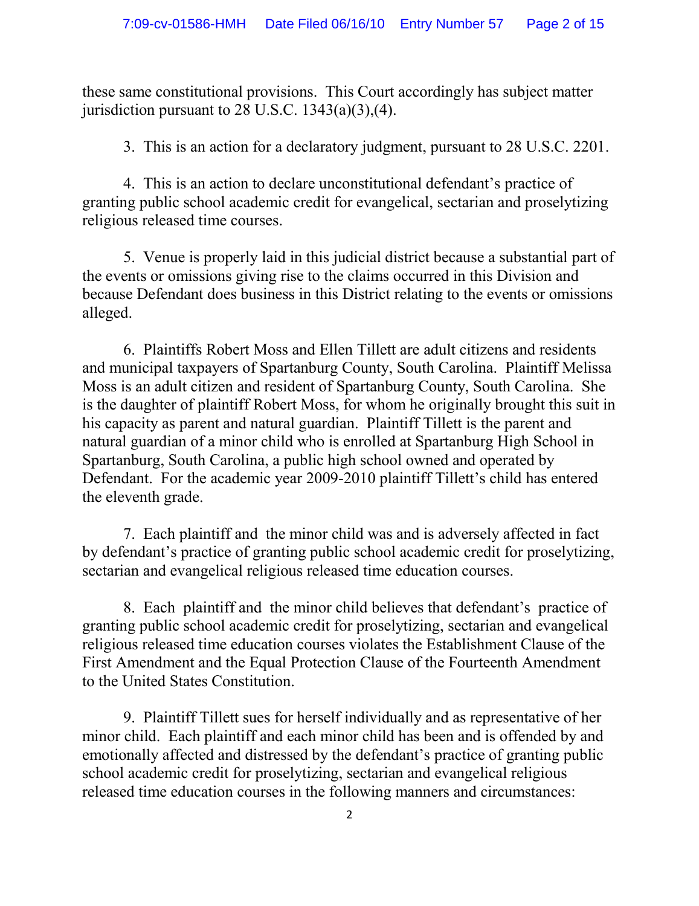these same constitutional provisions. This Court accordingly has subject matter jurisdiction pursuant to 28 U.S.C. 1343(a)(3),(4).

3. This is an action for a declaratory judgment, pursuant to 28 U.S.C. 2201.

4. This is an action to declare unconstitutional defendant's practice of granting public school academic credit for evangelical, sectarian and proselytizing religious released time courses.

5. Venue is properly laid in this judicial district because a substantial part of the events or omissions giving rise to the claims occurred in this Division and because Defendant does business in this District relating to the events or omissions alleged.

6. Plaintiffs Robert Moss and Ellen Tillett are adult citizens and residents and municipal taxpayers of Spartanburg County, South Carolina. Plaintiff Melissa Moss is an adult citizen and resident of Spartanburg County, South Carolina. She is the daughter of plaintiff Robert Moss, for whom he originally brought this suit in his capacity as parent and natural guardian. Plaintiff Tillett is the parent and natural guardian of a minor child who is enrolled at Spartanburg High School in Spartanburg, South Carolina, a public high school owned and operated by Defendant. For the academic year 2009-2010 plaintiff Tillett's child has entered the eleventh grade.

7. Each plaintiff and the minor child was and is adversely affected in fact by defendant's practice of granting public school academic credit for proselytizing, sectarian and evangelical religious released time education courses.

8. Each plaintiff and the minor child believes that defendant's practice of granting public school academic credit for proselytizing, sectarian and evangelical religious released time education courses violates the Establishment Clause of the First Amendment and the Equal Protection Clause of the Fourteenth Amendment to the United States Constitution.

9. Plaintiff Tillett sues for herself individually and as representative of her minor child. Each plaintiff and each minor child has been and is offended by and emotionally affected and distressed by the defendant's practice of granting public school academic credit for proselytizing, sectarian and evangelical religious released time education courses in the following manners and circumstances: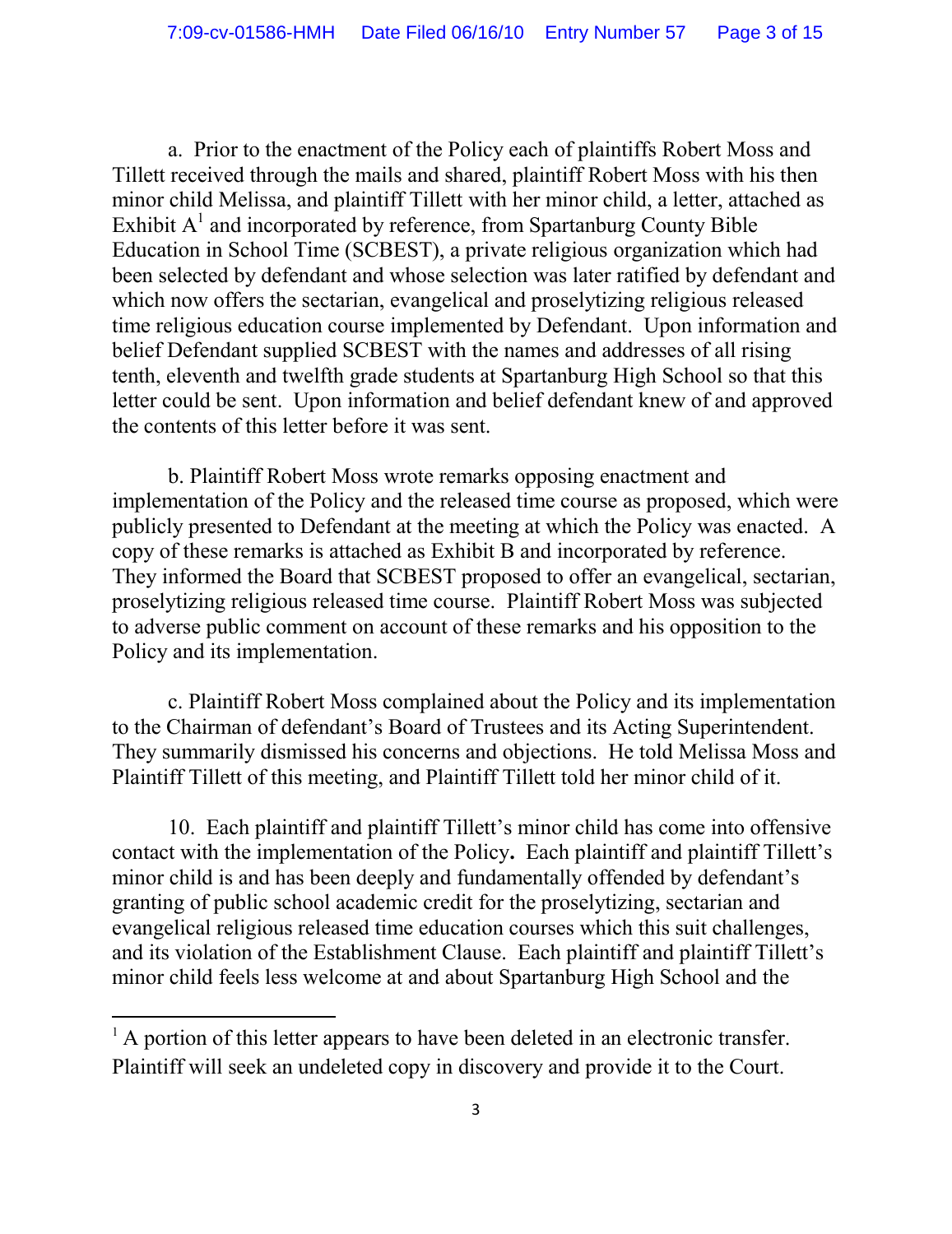a. Prior to the enactment of the Policy each of plaintiffs Robert Moss and Tillett received through the mails and shared, plaintiff Robert Moss with his then minor child Melissa, and plaintiff Tillett with her minor child, a letter, attached as Exhibit A[1] and incorporated by reference, from Spartanburg County Bible Education in School Time (SCBEST), a private religious organization which had been selected by defendant and whose selection was later ratified by defendant and which now offers the sectarian, evangelical and proselytizing religious released time religious education course implemented by Defendant. Upon information and belief Defendant supplied SCBEST with the names and addresses of all rising tenth, eleventh and twelfth grade students at Spartanburg High School so that this letter could be sent. Upon information and belief defendant knew of and approved the contents of this letter before it was sent.

b. Plaintiff Robert Moss wrote remarks opposing enactment and implementation of the Policy and the released time course as proposed, which were publicly presented to Defendant at the meeting at which the Policy was enacted. A copy of these remarks is attached as Exhibit B and incorporated by reference. They informed the Board that SCBEST proposed to offer an evangelical, sectarian, proselytizing religious released time course. Plaintiff Robert Moss was subjected to adverse public comment on account of these remarks and his opposition to the Policy and its implementation.

c. Plaintiff Robert Moss complained about the Policy and its implementation to the Chairman of defendant's Board of Trustees and its Acting Superintendent. They summarily dismissed his concerns and objections. He told Melissa Moss and Plaintiff Tillett of this meeting, and Plaintiff Tillett told her minor child of it.

10. Each plaintiff and plaintiff Tillett's minor child has come into offensive contact with the implementation of the Policy**.** Each plaintiff and plaintiff Tillett's minor child is and has been deeply and fundamentally offended by defendant's granting of public school academic credit for the proselytizing, sectarian and evangelical religious released time education courses which this suit challenges, and its violation of the Establishment Clause. Each plaintiff and plaintiff Tillett's minor child feels less welcome at and about Spartanburg High School and the

[1] A portion of this letter appears to have been deleted in an electronic transfer. Plaintiff will seek an undeleted copy in discovery and provide it to the Court.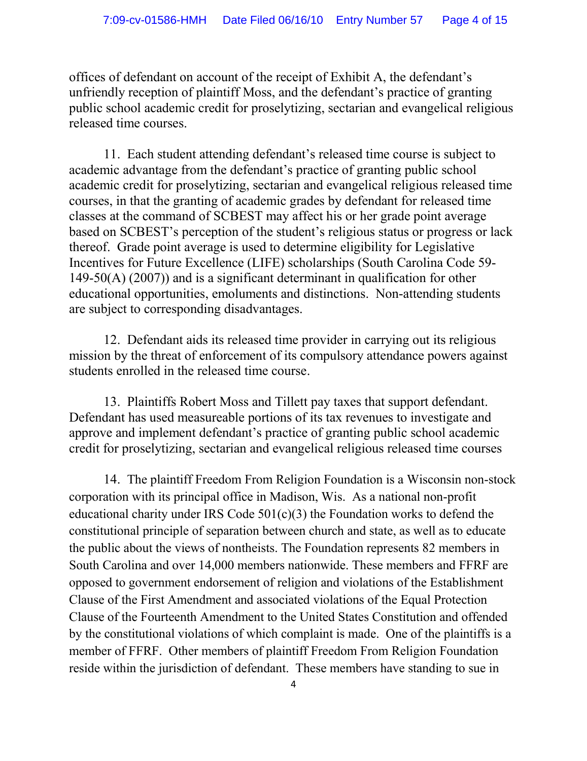offices of defendant on account of the receipt of Exhibit A, the defendant's unfriendly reception of plaintiff Moss, and the defendant's practice of granting public school academic credit for proselytizing, sectarian and evangelical religious released time courses.

11. Each student attending defendant's released time course is subject to academic advantage from the defendant's practice of granting public school academic credit for proselytizing, sectarian and evangelical religious released time courses, in that the granting of academic grades by defendant for released time classes at the command of SCBEST may affect his or her grade point average based on SCBEST's perception of the student's religious status or progress or lack thereof. Grade point average is used to determine eligibility for Legislative Incentives for Future Excellence (LIFE) scholarships (South Carolina Code 59-149-50(A) (2007)) and is a significant determinant in qualification for other educational opportunities, emoluments and distinctions. Non-attending students are subject to corresponding disadvantages.

12. Defendant aids its released time provider in carrying out its religious mission by the threat of enforcement of its compulsory attendance powers against students enrolled in the released time course.

13. Plaintiffs Robert Moss and Tillett pay taxes that support defendant. Defendant has used measureable portions of its tax revenues to investigate and approve and implement defendant's practice of granting public school academic credit for proselytizing, sectarian and evangelical religious released time courses

14. The plaintiff Freedom From Religion Foundation is a Wisconsin non-stock corporation with its principal office in Madison, Wis. As a national non-profit educational charity under IRS Code 501(c)(3) the Foundation works to defend the constitutional principle of separation between church and state, as well as to educate the public about the views of nontheists. The Foundation represents 82 members in South Carolina and over 14,000 members nationwide. These members and FFRF are opposed to government endorsement of religion and violations of the Establishment Clause of the First Amendment and associated violations of the Equal Protection Clause of the Fourteenth Amendment to the United States Constitution and offended by the constitutional violations of which complaint is made. One of the plaintiffs is a member of FFRF. Other members of plaintiff Freedom From Religion Foundation reside within the jurisdiction of defendant. These members have standing to sue in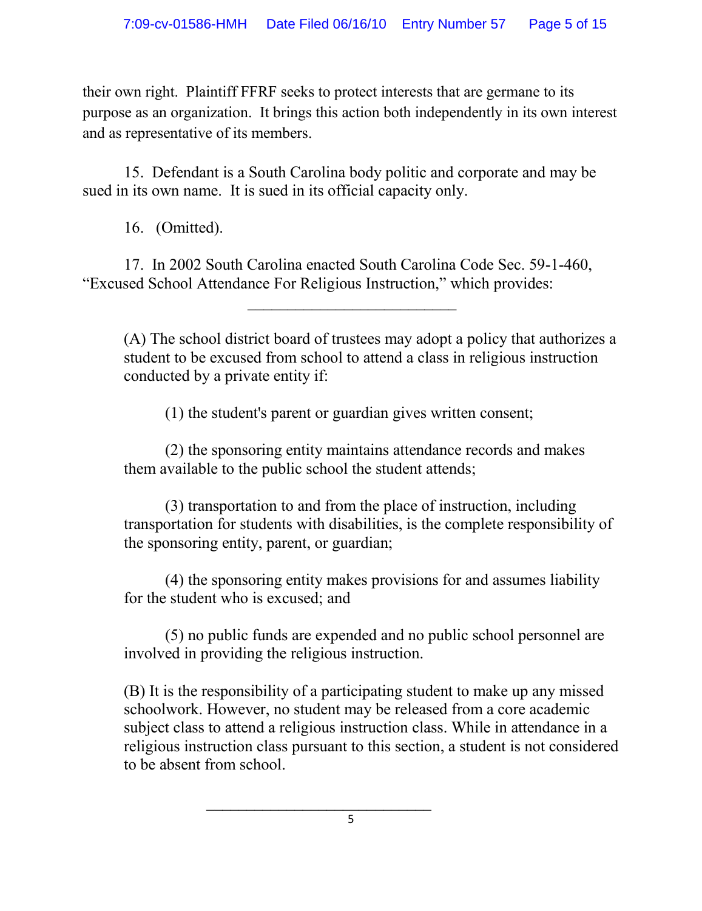their own right. Plaintiff FFRF seeks to protect interests that are germane to its purpose as an organization. It brings this action both independently in its own interest and as representative of its members.

15. Defendant is a South Carolina body politic and corporate and may be sued in its own name. It is sued in its official capacity only.

16. (Omitted).

17. In 2002 South Carolina enacted South Carolina Code Sec. 59-1-460, "Excused School Attendance For Religious Instruction," which provides:

---

> (A) The school district board of trustees may adopt a policy that authorizes a student to be excused from school to attend a class in religious instruction conducted by a private entity if:
>
> (1) the student's parent or guardian gives written consent;
>
> (2) the sponsoring entity maintains attendance records and makes them available to the public school the student attends;
>
> (3) transportation to and from the place of instruction, including transportation for students with disabilities, is the complete responsibility of the sponsoring entity, parent, or guardian;
>
> (4) the sponsoring entity makes provisions for and assumes liability for the student who is excused; and
>
> (5) no public funds are expended and no public school personnel are involved in providing the religious instruction.
>
> (B) It is the responsibility of a participating student to make up any missed schoolwork. However, no student may be released from a core academic subject class to attend a religious instruction class. While in attendance in a religious instruction class pursuant to this section, a student is not considered to be absent from school.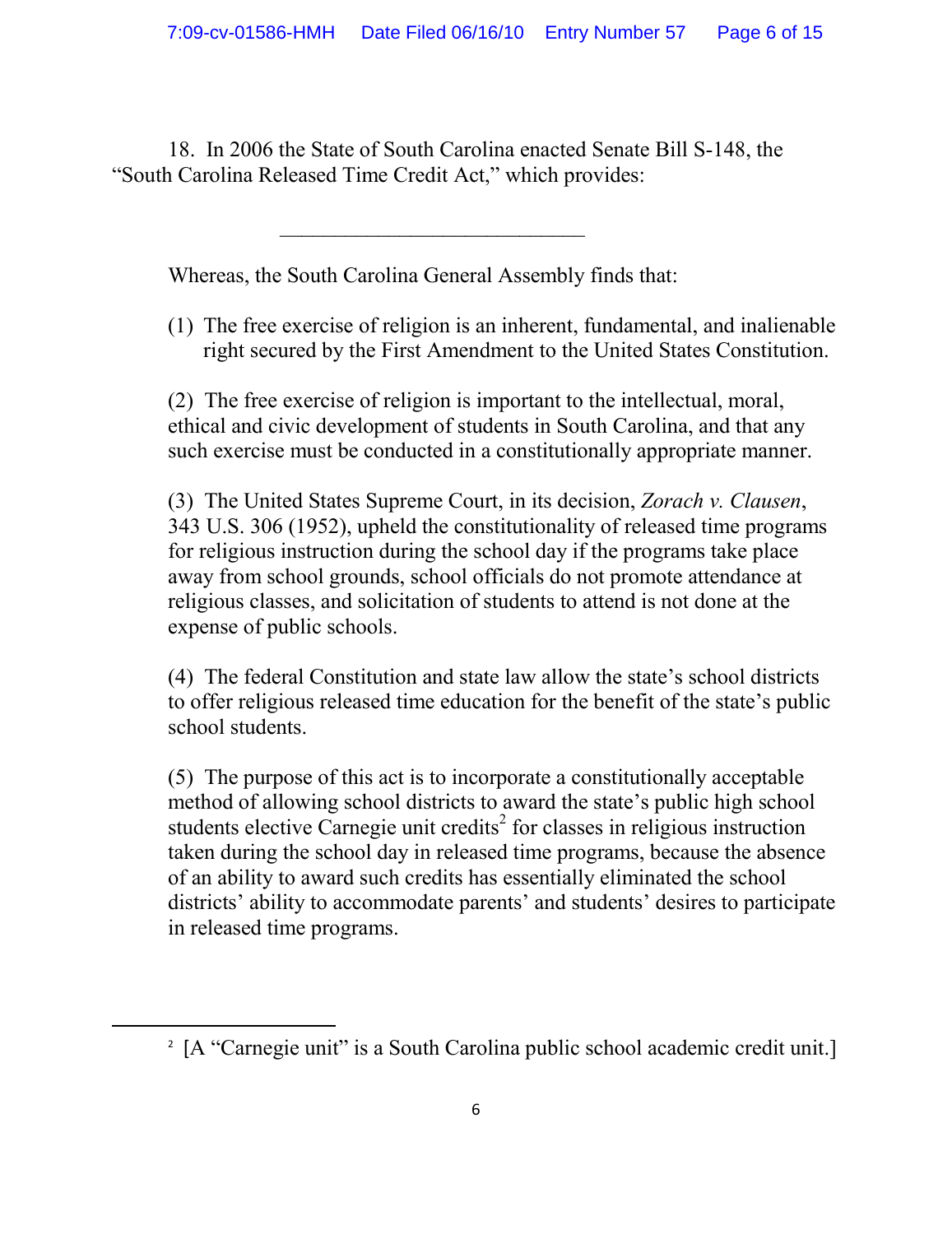18. In 2006 the State of South Carolina enacted Senate Bill S-148, the "South Carolina Released Time Credit Act," which provides:

---

Whereas, the South Carolina General Assembly finds that:

(1) The free exercise of religion is an inherent, fundamental, and inalienable right secured by the First Amendment to the United States Constitution.

(2) The free exercise of religion is important to the intellectual, moral, ethical and civic development of students in South Carolina, and that any such exercise must be conducted in a constitutionally appropriate manner.

(3) The United States Supreme Court, in its decision, *Zorach v. Clausen*, 343 U.S. 306 (1952), upheld the constitutionality of released time programs for religious instruction during the school day if the programs take place away from school grounds, school officials do not promote attendance at religious classes, and solicitation of students to attend is not done at the expense of public schools.

(4) The federal Constitution and state law allow the state's school districts to offer religious released time education for the benefit of the state's public school students.

(5) The purpose of this act is to incorporate a constitutionally acceptable method of allowing school districts to award the state's public high school students elective Carnegie unit credits[2] for classes in religious instruction taken during the school day in released time programs, because the absence of an ability to award such credits has essentially eliminated the school districts' ability to accommodate parents' and students' desires to participate in released time programs.

---

[2] [A "Carnegie unit" is a South Carolina public school academic credit unit.]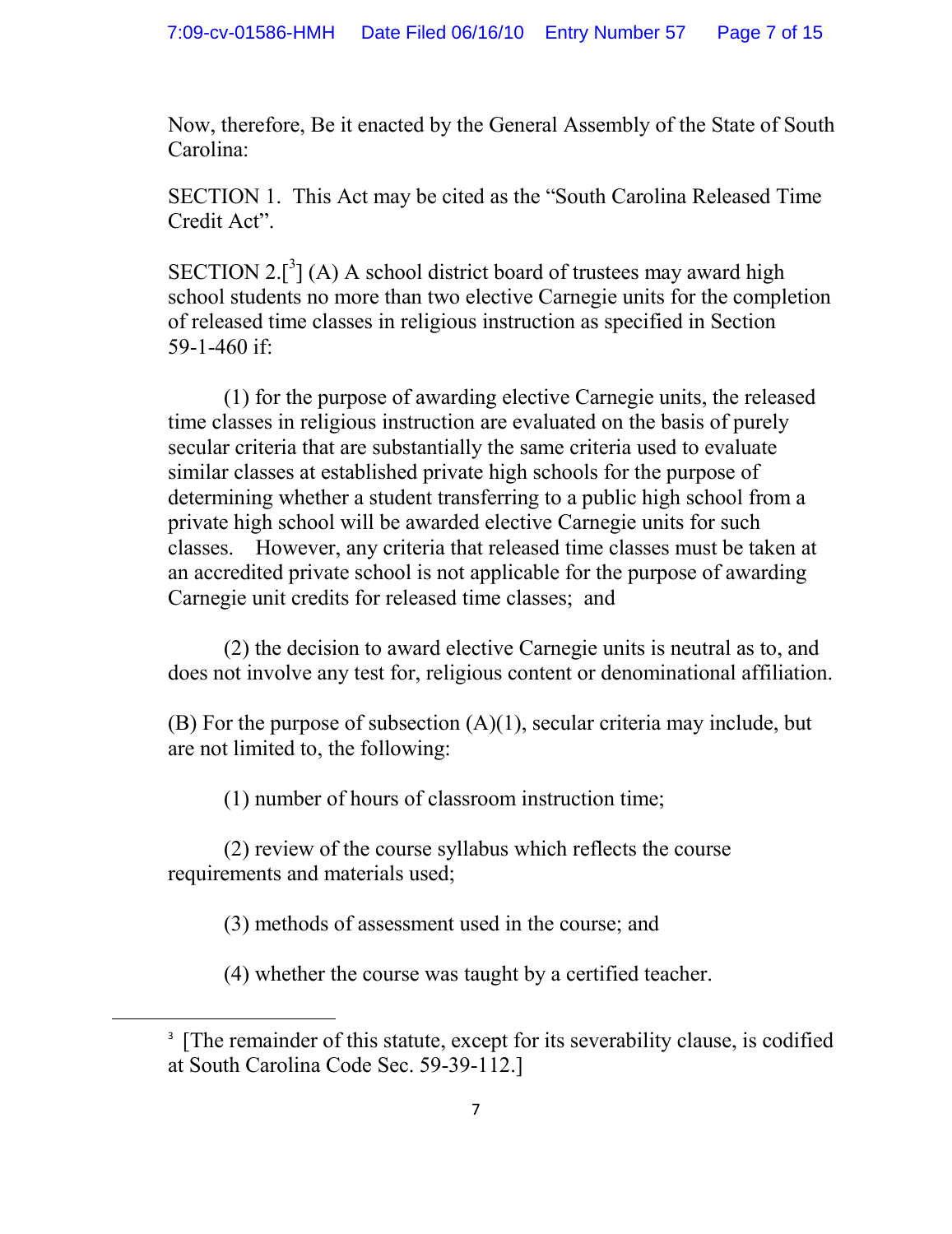Now, therefore, Be it enacted by the General Assembly of the State of South Carolina:

SECTION 1. This Act may be cited as the "South Carolina Released Time Credit Act".

SECTION 2.[[3]] (A) A school district board of trustees may award high school students no more than two elective Carnegie units for the completion of released time classes in religious instruction as specified in Section 59-1-460 if:

(1) for the purpose of awarding elective Carnegie units, the released time classes in religious instruction are evaluated on the basis of purely secular criteria that are substantially the same criteria used to evaluate similar classes at established private high schools for the purpose of determining whether a student transferring to a public high school from a private high school will be awarded elective Carnegie units for such classes. However, any criteria that released time classes must be taken at an accredited private school is not applicable for the purpose of awarding Carnegie unit credits for released time classes; and

(2) the decision to award elective Carnegie units is neutral as to, and does not involve any test for, religious content or denominational affiliation.

(B) For the purpose of subsection (A)(1), secular criteria may include, but are not limited to, the following:

(1) number of hours of classroom instruction time;

(2) review of the course syllabus which reflects the course requirements and materials used;

(3) methods of assessment used in the course; and

(4) whether the course was taught by a certified teacher.

---

[3] [The remainder of this statute, except for its severability clause, is codified at South Carolina Code Sec. 59-39-112.]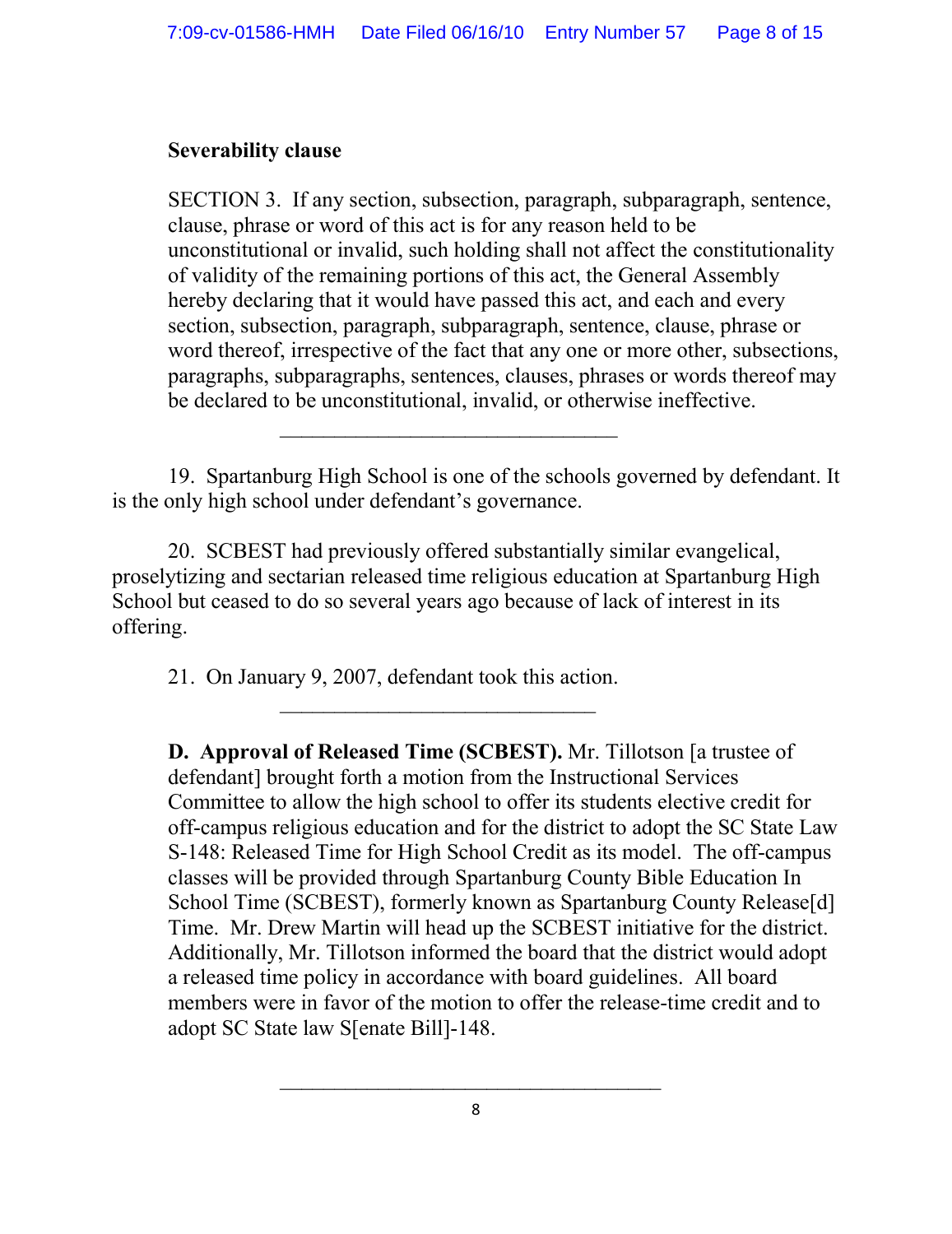**Severability clause**

SECTION 3. If any section, subsection, paragraph, subparagraph, sentence, clause, phrase or word of this act is for any reason held to be unconstitutional or invalid, such holding shall not affect the constitutionality of validity of the remaining portions of this act, the General Assembly hereby declaring that it would have passed this act, and each and every section, subsection, paragraph, subparagraph, sentence, clause, phrase or word thereof, irrespective of the fact that any one or more other, subsections, paragraphs, subparagraphs, sentences, clauses, phrases or words thereof may be declared to be unconstitutional, invalid, or otherwise ineffective.

---

19. Spartanburg High School is one of the schools governed by defendant. It is the only high school under defendant's governance.

20. SCBEST had previously offered substantially similar evangelical, proselytizing and sectarian released time religious education at Spartanburg High School but ceased to do so several years ago because of lack of interest in its offering.

21. On January 9, 2007, defendant took this action.

---

**D. Approval of Released Time (SCBEST).** Mr. Tillotson [a trustee of defendant] brought forth a motion from the Instructional Services Committee to allow the high school to offer its students elective credit for off-campus religious education and for the district to adopt the SC State Law S-148: Released Time for High School Credit as its model. The off-campus classes will be provided through Spartanburg County Bible Education In School Time (SCBEST), formerly known as Spartanburg County Release[d] Time. Mr. Drew Martin will head up the SCBEST initiative for the district. Additionally, Mr. Tillotson informed the board that the district would adopt a released time policy in accordance with board guidelines. All board members were in favor of the motion to offer the release-time credit and to adopt SC State law S[enate Bill]-148.

---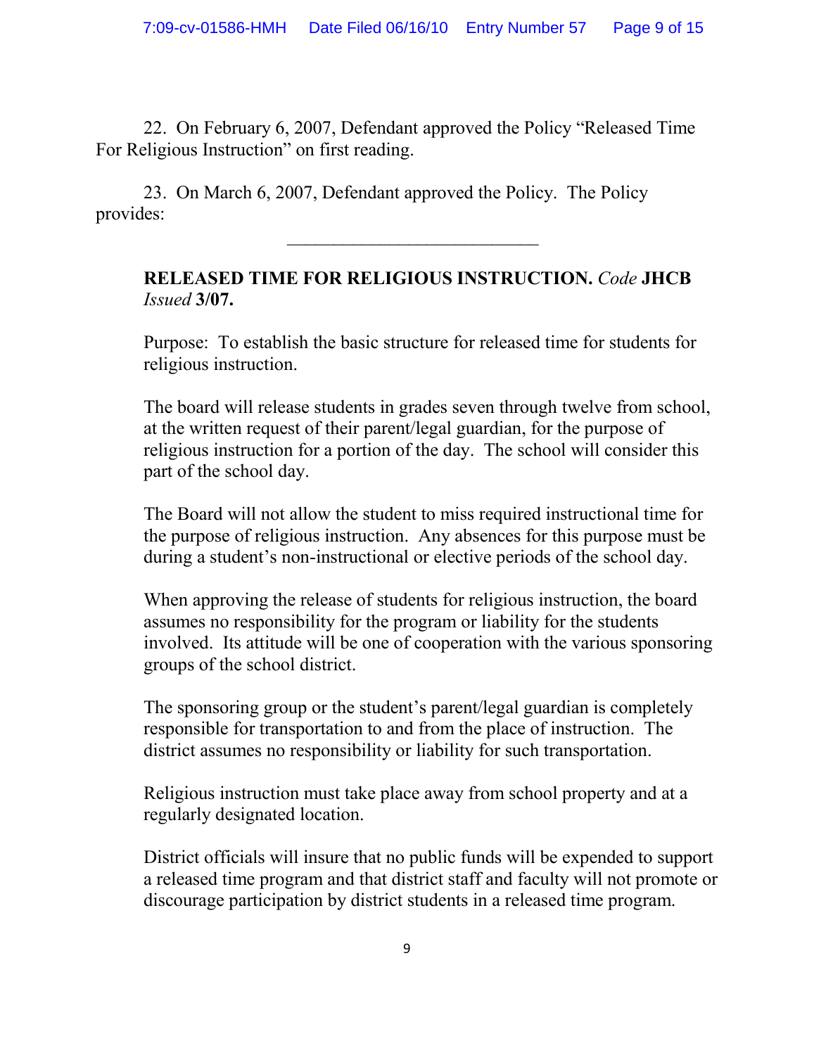22. On February 6, 2007, Defendant approved the Policy "Released Time For Religious Instruction" on first reading.

23. On March 6, 2007, Defendant approved the Policy. The Policy provides:

---

> **RELEASED TIME FOR RELIGIOUS INSTRUCTION.** *Code* **JHCB** *Issued* **3/07.**
>
> Purpose: To establish the basic structure for released time for students for religious instruction.
>
> The board will release students in grades seven through twelve from school, at the written request of their parent/legal guardian, for the purpose of religious instruction for a portion of the day. The school will consider this part of the school day.
>
> The Board will not allow the student to miss required instructional time for the purpose of religious instruction. Any absences for this purpose must be during a student's non-instructional or elective periods of the school day.
>
> When approving the release of students for religious instruction, the board assumes no responsibility for the program or liability for the students involved. Its attitude will be one of cooperation with the various sponsoring groups of the school district.
>
> The sponsoring group or the student's parent/legal guardian is completely responsible for transportation to and from the place of instruction. The district assumes no responsibility or liability for such transportation.
>
> Religious instruction must take place away from school property and at a regularly designated location.
>
> District officials will insure that no public funds will be expended to support a released time program and that district staff and faculty will not promote or discourage participation by district students in a released time program.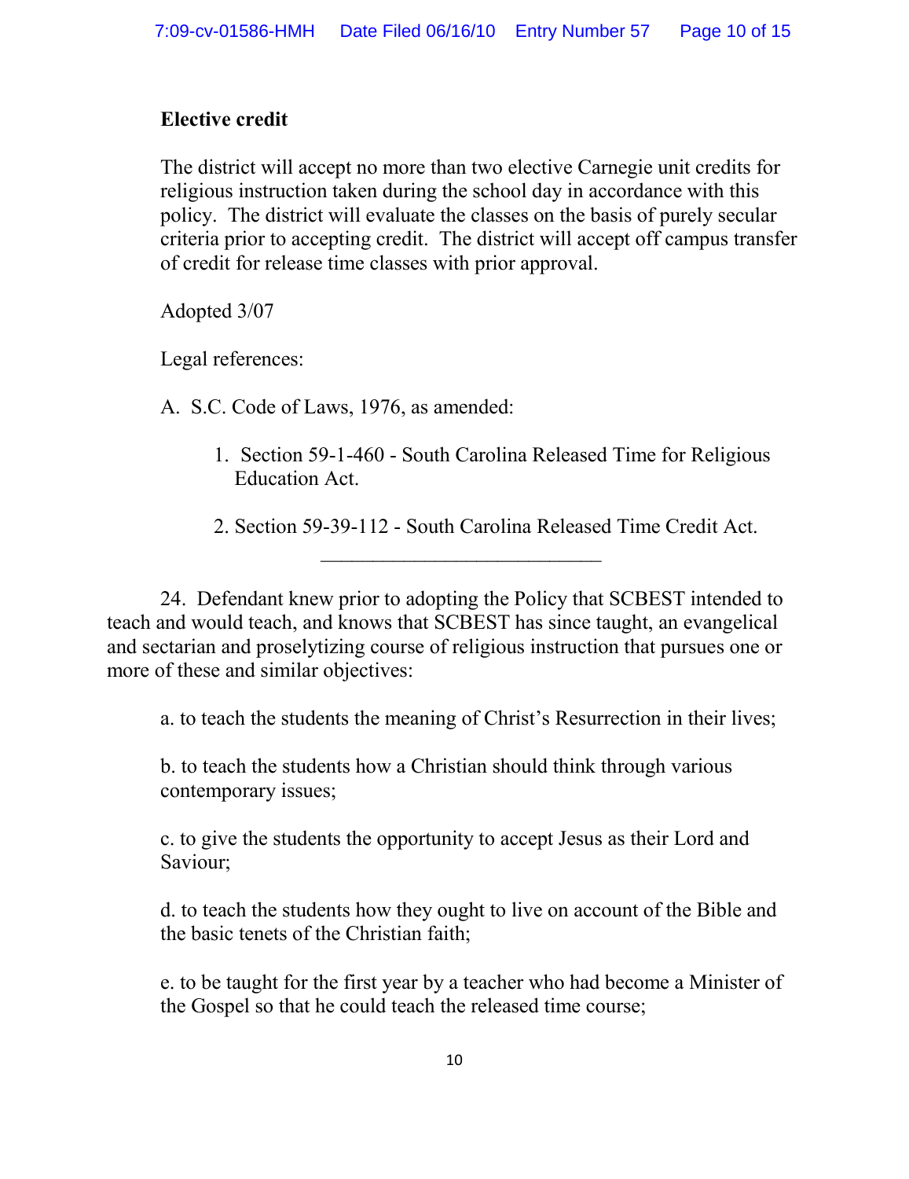**Elective credit**

The district will accept no more than two elective Carnegie unit credits for religious instruction taken during the school day in accordance with this policy. The district will evaluate the classes on the basis of purely secular criteria prior to accepting credit. The district will accept off campus transfer of credit for release time classes with prior approval.

Adopted 3/07

Legal references:

A. S.C. Code of Laws, 1976, as amended:

1. Section 59-1-460 - South Carolina Released Time for Religious Education Act.

2. Section 59-39-112 - South Carolina Released Time Credit Act.

---

24. Defendant knew prior to adopting the Policy that SCBEST intended to teach and would teach, and knows that SCBEST has since taught, an evangelical and sectarian and proselytizing course of religious instruction that pursues one or more of these and similar objectives:

a. to teach the students the meaning of Christ's Resurrection in their lives;

b. to teach the students how a Christian should think through various contemporary issues;

c. to give the students the opportunity to accept Jesus as their Lord and Saviour;

d. to teach the students how they ought to live on account of the Bible and the basic tenets of the Christian faith;

e. to be taught for the first year by a teacher who had become a Minister of the Gospel so that he could teach the released time course;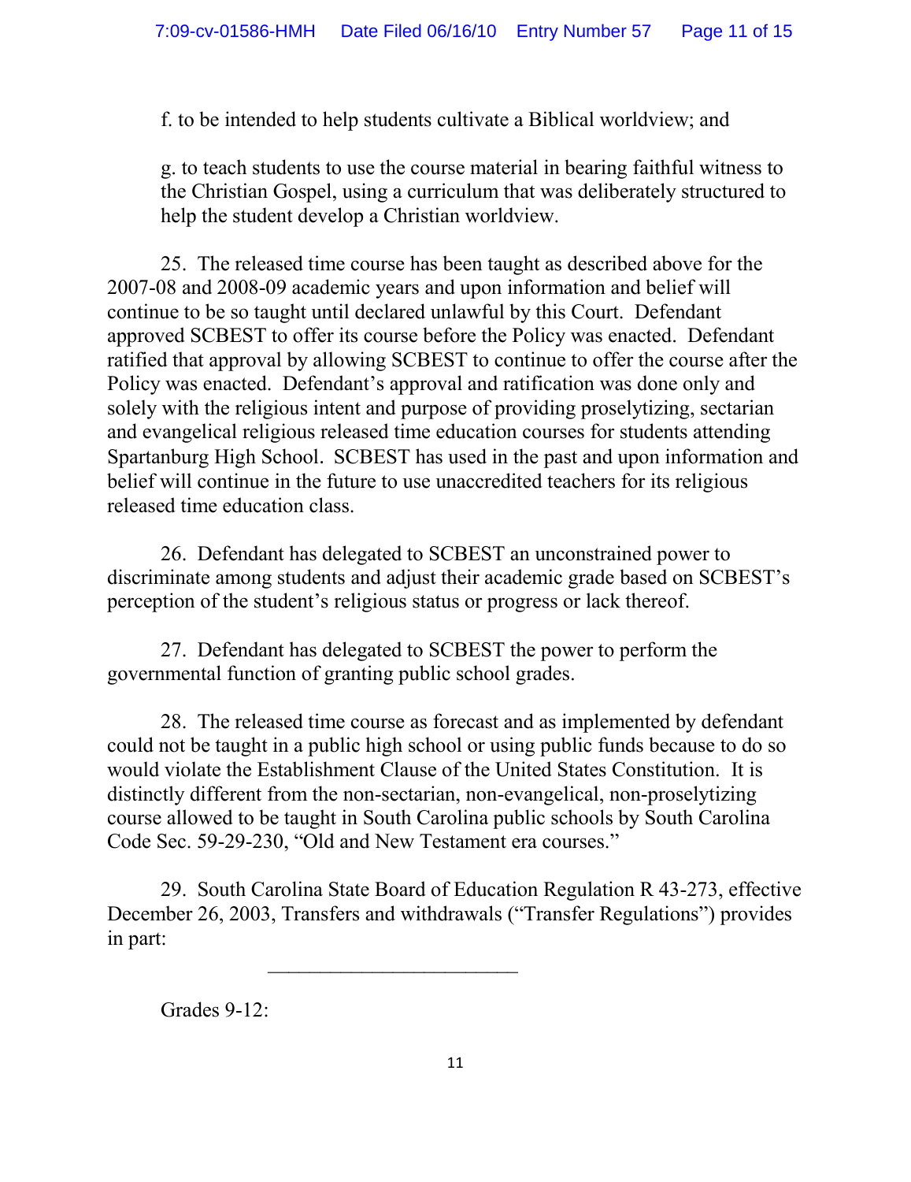f. to be intended to help students cultivate a Biblical worldview; and

g. to teach students to use the course material in bearing faithful witness to the Christian Gospel, using a curriculum that was deliberately structured to help the student develop a Christian worldview.

25. The released time course has been taught as described above for the 2007-08 and 2008-09 academic years and upon information and belief will continue to be so taught until declared unlawful by this Court. Defendant approved SCBEST to offer its course before the Policy was enacted. Defendant ratified that approval by allowing SCBEST to continue to offer the course after the Policy was enacted. Defendant's approval and ratification was done only and solely with the religious intent and purpose of providing proselytizing, sectarian and evangelical religious released time education courses for students attending Spartanburg High School. SCBEST has used in the past and upon information and belief will continue in the future to use unaccredited teachers for its religious released time education class.

26. Defendant has delegated to SCBEST an unconstrained power to discriminate among students and adjust their academic grade based on SCBEST's perception of the student's religious status or progress or lack thereof.

27. Defendant has delegated to SCBEST the power to perform the governmental function of granting public school grades.

28. The released time course as forecast and as implemented by defendant could not be taught in a public high school or using public funds because to do so would violate the Establishment Clause of the United States Constitution. It is distinctly different from the non-sectarian, non-evangelical, non-proselytizing course allowed to be taught in South Carolina public schools by South Carolina Code Sec. 59-29-230, "Old and New Testament era courses."

29. South Carolina State Board of Education Regulation R 43-273, effective December 26, 2003, Transfers and withdrawals ("Transfer Regulations") provides in part:

\_\_\_\_\_\_\_\_\_\_\_\_\_\_\_\_\_\_\_\_\_\_\_\_\_\_

Grades 9-12: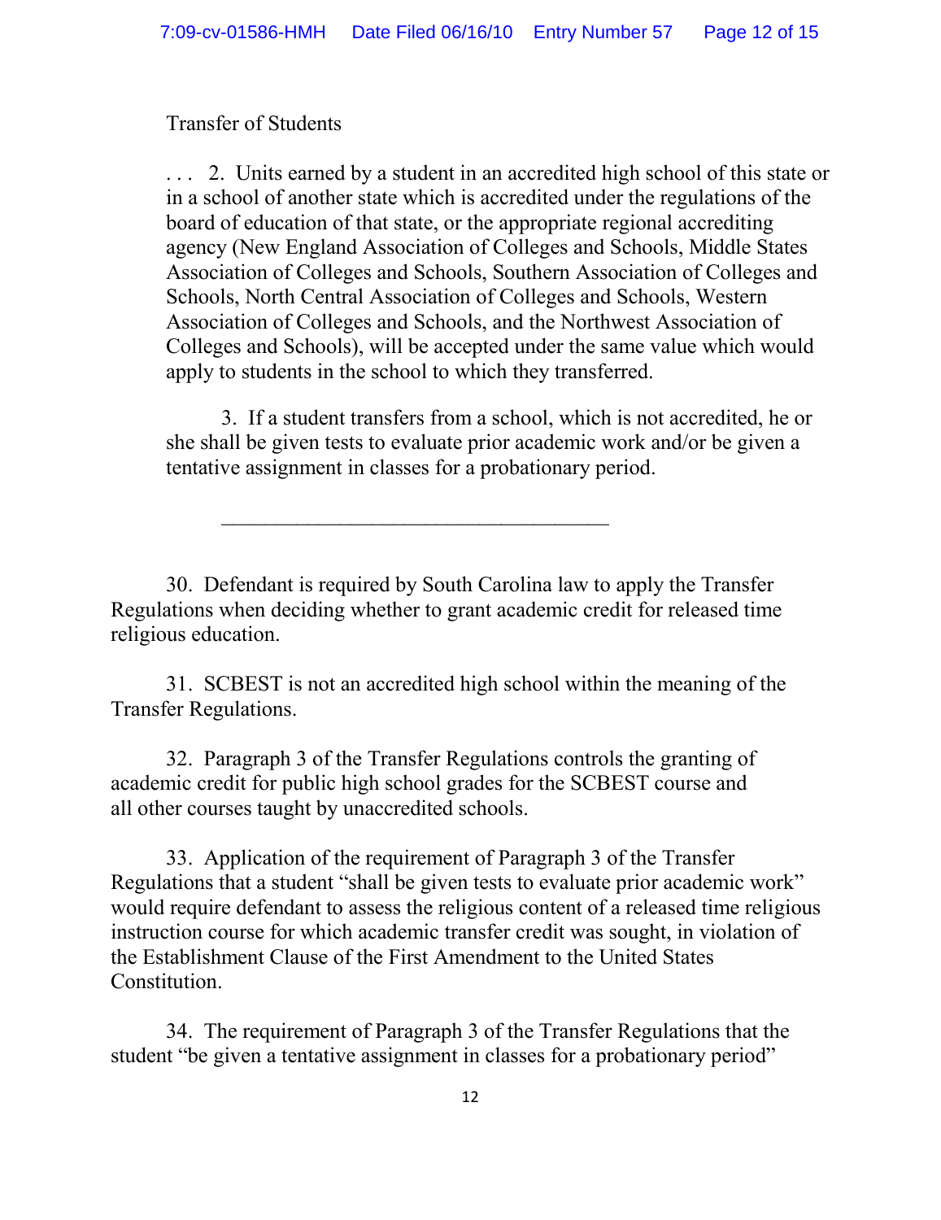Transfer of Students

. . . 2. Units earned by a student in an accredited high school of this state or in a school of another state which is accredited under the regulations of the board of education of that state, or the appropriate regional accrediting agency (New England Association of Colleges and Schools, Middle States Association of Colleges and Schools, Southern Association of Colleges and Schools, North Central Association of Colleges and Schools, Western Association of Colleges and Schools, and the Northwest Association of Colleges and Schools), will be accepted under the same value which would apply to students in the school to which they transferred.

3. If a student transfers from a school, which is not accredited, he or she shall be given tests to evaluate prior academic work and/or be given a tentative assignment in classes for a probationary period.

---

30. Defendant is required by South Carolina law to apply the Transfer Regulations when deciding whether to grant academic credit for released time religious education.

31. SCBEST is not an accredited high school within the meaning of the Transfer Regulations.

32. Paragraph 3 of the Transfer Regulations controls the granting of academic credit for public high school grades for the SCBEST course and all other courses taught by unaccredited schools.

33. Application of the requirement of Paragraph 3 of the Transfer Regulations that a student "shall be given tests to evaluate prior academic work" would require defendant to assess the religious content of a released time religious instruction course for which academic transfer credit was sought, in violation of the Establishment Clause of the First Amendment to the United States Constitution.

34. The requirement of Paragraph 3 of the Transfer Regulations that the student "be given a tentative assignment in classes for a probationary period"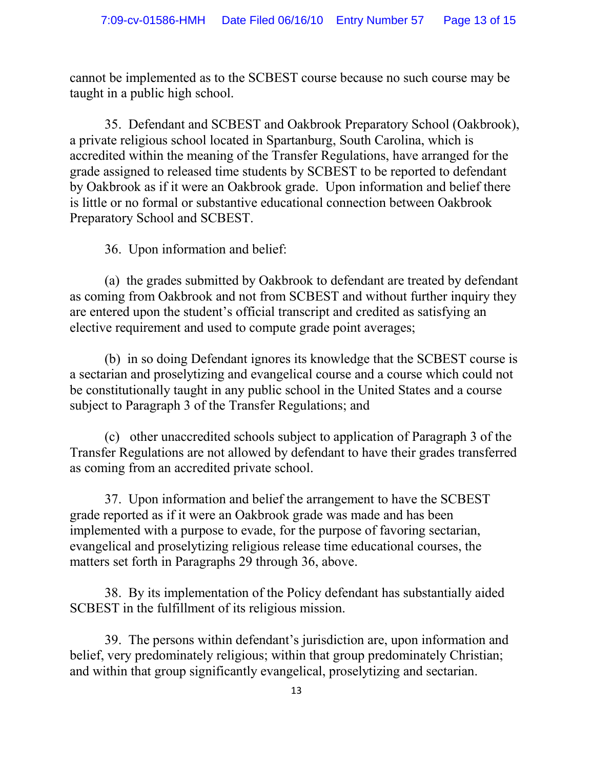cannot be implemented as to the SCBEST course because no such course may be taught in a public high school.

35. Defendant and SCBEST and Oakbrook Preparatory School (Oakbrook), a private religious school located in Spartanburg, South Carolina, which is accredited within the meaning of the Transfer Regulations, have arranged for the grade assigned to released time students by SCBEST to be reported to defendant by Oakbrook as if it were an Oakbrook grade. Upon information and belief there is little or no formal or substantive educational connection between Oakbrook Preparatory School and SCBEST.

36. Upon information and belief:

(a) the grades submitted by Oakbrook to defendant are treated by defendant as coming from Oakbrook and not from SCBEST and without further inquiry they are entered upon the student's official transcript and credited as satisfying an elective requirement and used to compute grade point averages;

(b) in so doing Defendant ignores its knowledge that the SCBEST course is a sectarian and proselytizing and evangelical course and a course which could not be constitutionally taught in any public school in the United States and a course subject to Paragraph 3 of the Transfer Regulations; and

(c) other unaccredited schools subject to application of Paragraph 3 of the Transfer Regulations are not allowed by defendant to have their grades transferred as coming from an accredited private school.

37. Upon information and belief the arrangement to have the SCBEST grade reported as if it were an Oakbrook grade was made and has been implemented with a purpose to evade, for the purpose of favoring sectarian, evangelical and proselytizing religious release time educational courses, the matters set forth in Paragraphs 29 through 36, above.

38. By its implementation of the Policy defendant has substantially aided SCBEST in the fulfillment of its religious mission.

39. The persons within defendant's jurisdiction are, upon information and belief, very predominately religious; within that group predominately Christian; and within that group significantly evangelical, proselytizing and sectarian.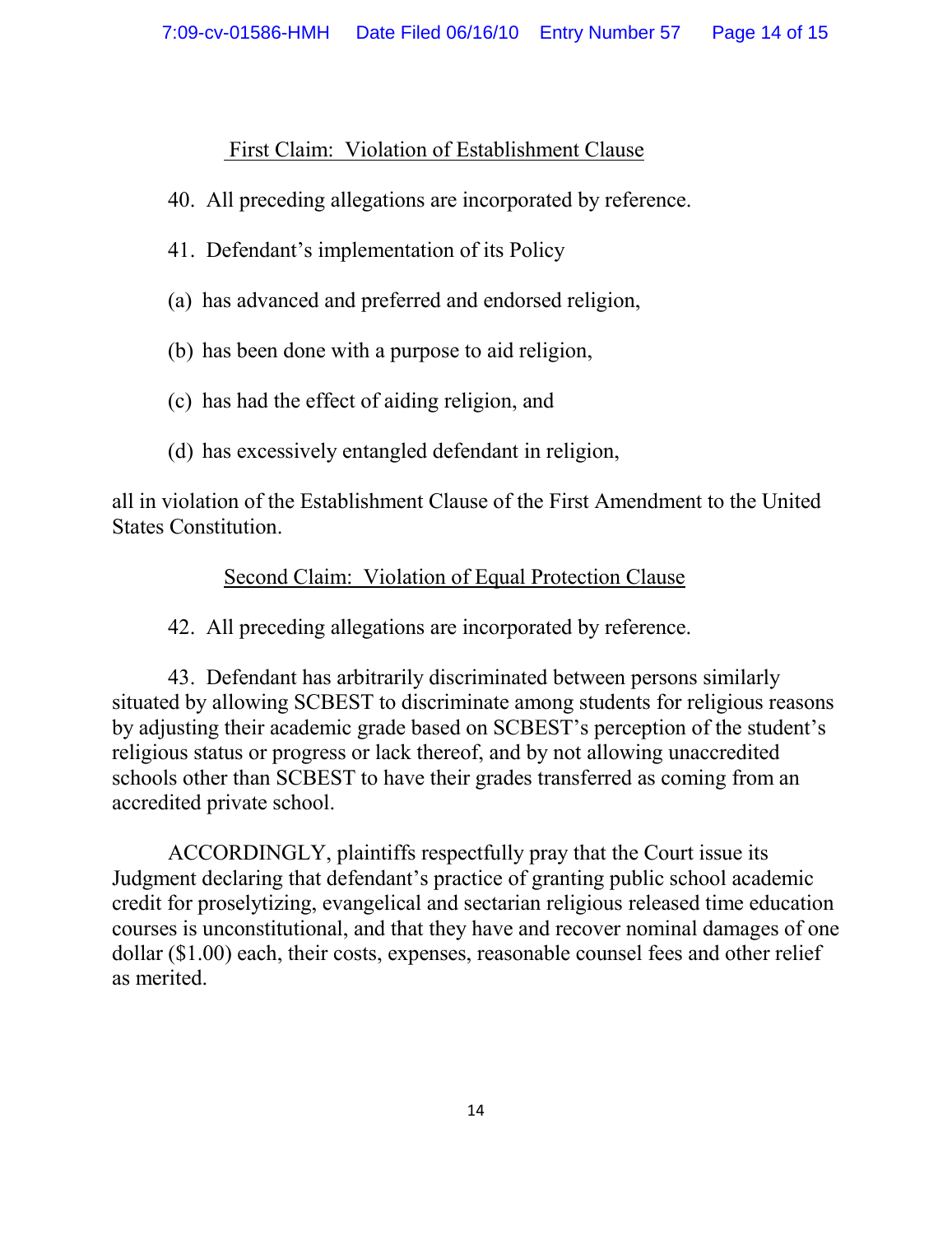First Claim: Violation of Establishment Clause

40. All preceding allegations are incorporated by reference.

41. Defendant's implementation of its Policy

(a) has advanced and preferred and endorsed religion,

(b) has been done with a purpose to aid religion,

(c) has had the effect of aiding religion, and

(d) has excessively entangled defendant in religion,

all in violation of the Establishment Clause of the First Amendment to the United States Constitution.

Second Claim: Violation of Equal Protection Clause

42. All preceding allegations are incorporated by reference.

43. Defendant has arbitrarily discriminated between persons similarly situated by allowing SCBEST to discriminate among students for religious reasons by adjusting their academic grade based on SCBEST's perception of the student's religious status or progress or lack thereof, and by not allowing unaccredited schools other than SCBEST to have their grades transferred as coming from an accredited private school.

ACCORDINGLY, plaintiffs respectfully pray that the Court issue its Judgment declaring that defendant's practice of granting public school academic credit for proselytizing, evangelical and sectarian religious released time education courses is unconstitutional, and that they have and recover nominal damages of one dollar ($1.00) each, their costs, expenses, reasonable counsel fees and other relief as merited.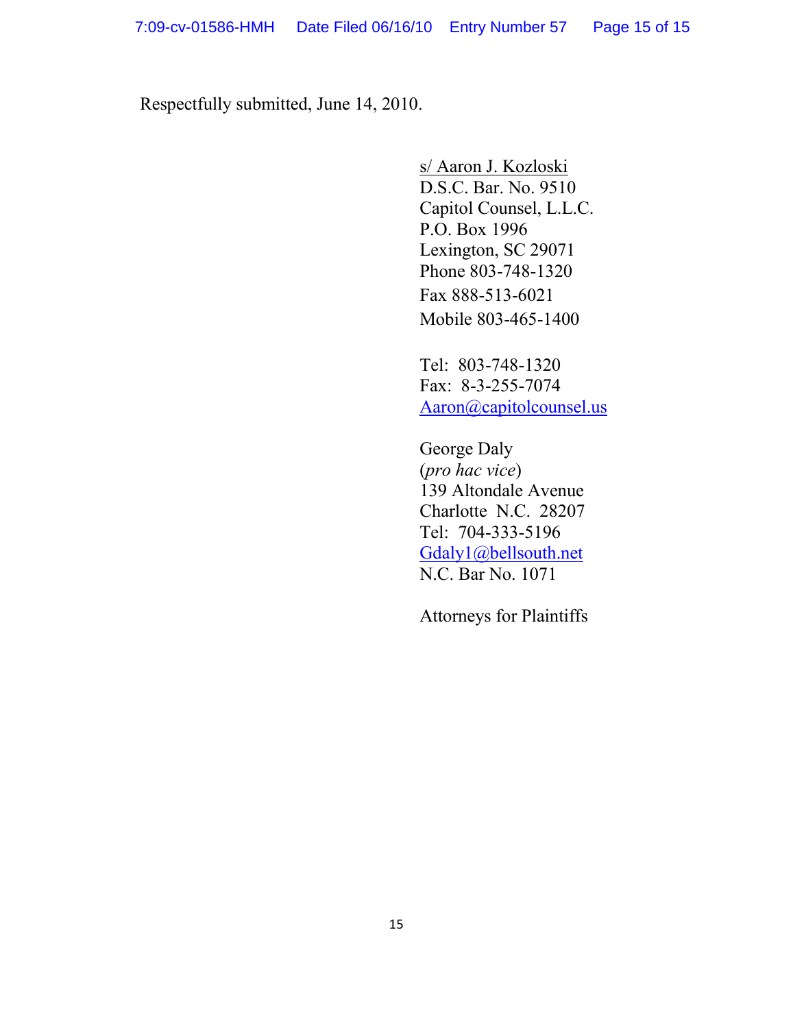Respectfully submitted, June 14, 2010.

s/ Aaron J. Kozloski
D.S.C. Bar. No. 9510
Capitol Counsel, L.L.C.
P.O. Box 1996
Lexington, SC 29071
Phone 803-748-1320
Fax 888-513-6021
Mobile 803-465-1400

Tel: 803-748-1320
Fax: 8-3-255-7074
Aaron@capitolcounsel.us

George Daly
(*pro hac vice*)
139 Altondale Avenue
Charlotte N.C. 28207
Tel: 704-333-5196
Gdaly1@bellsouth.net
N.C. Bar No. 1071

Attorneys for Plaintiffs